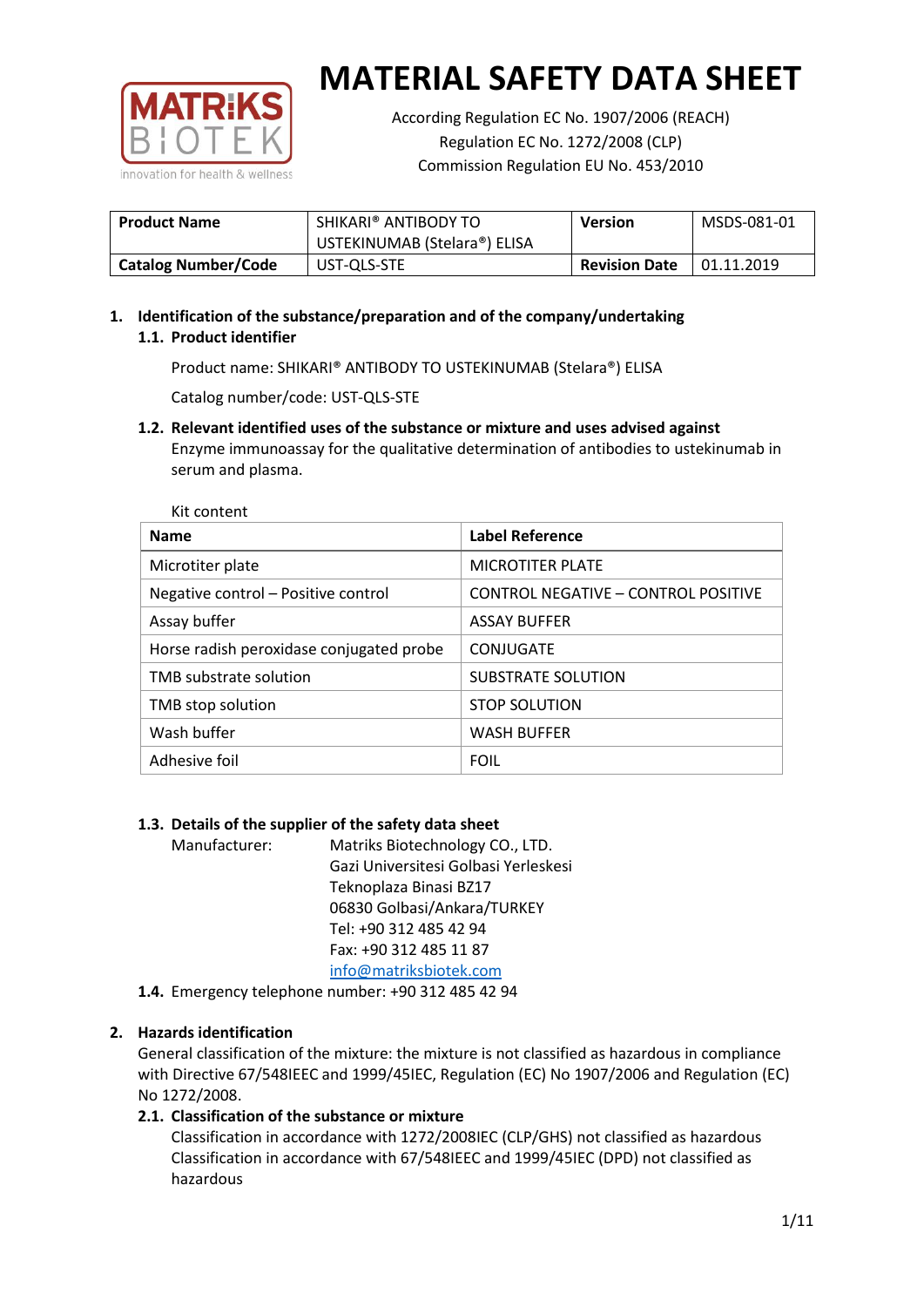# MATERIAL SAFETY DATA SHEET

According Regulation EC No. 1907/2006 (REACH)
Regulation EC No. 1272/2008 (CLP)
Commission Regulation EU No. 453/2010

| **Product Name** | SHIKARI® ANTIBODY TO USTEKINUMAB (Stelara®) ELISA | **Version** | MSDS-081-01 |
|---|---|---|---|
| **Catalog Number/Code** | UST-QLS-STE | **Revision Date** | 01.11.2019 |

## 1. Identification of the substance/preparation and of the company/undertaking

### 1.1. Product identifier

Product name: SHIKARI® ANTIBODY TO USTEKINUMAB (Stelara®) ELISA

Catalog number/code: UST-QLS-STE

### 1.2. Relevant identified uses of the substance or mixture and uses advised against

Enzyme immunoassay for the qualitative determination of antibodies to ustekinumab in serum and plasma.

Kit content

| **Name** | **Label Reference** |
|---|---|
| Microtiter plate | MICROTITER PLATE |
| Negative control – Positive control | CONTROL NEGATIVE – CONTROL POSITIVE |
| Assay buffer | ASSAY BUFFER |
| Horse radish peroxidase conjugated probe | CONJUGATE |
| TMB substrate solution | SUBSTRATE SOLUTION |
| TMB stop solution | STOP SOLUTION |
| Wash buffer | WASH BUFFER |
| Adhesive foil | FOIL |

### 1.3. Details of the supplier of the safety data sheet

Manufacturer: Matriks Biotechnology CO., LTD.
Gazi Universitesi Golbasi Yerleskesi
Teknoplaza Binasi BZ17
06830 Golbasi/Ankara/TURKEY
Tel: +90 312 485 42 94
Fax: +90 312 485 11 87
info@matriksbiotek.com

### 1.4. Emergency telephone number: +90 312 485 42 94

## 2. Hazards identification

General classification of the mixture: the mixture is not classified as hazardous in compliance with Directive 67/548IEEC and 1999/45IEC, Regulation (EC) No 1907/2006 and Regulation (EC) No 1272/2008.

### 2.1. Classification of the substance or mixture

Classification in accordance with 1272/2008IEC (CLP/GHS) not classified as hazardous
Classification in accordance with 67/548IEEC and 1999/45IEC (DPD) not classified as hazardous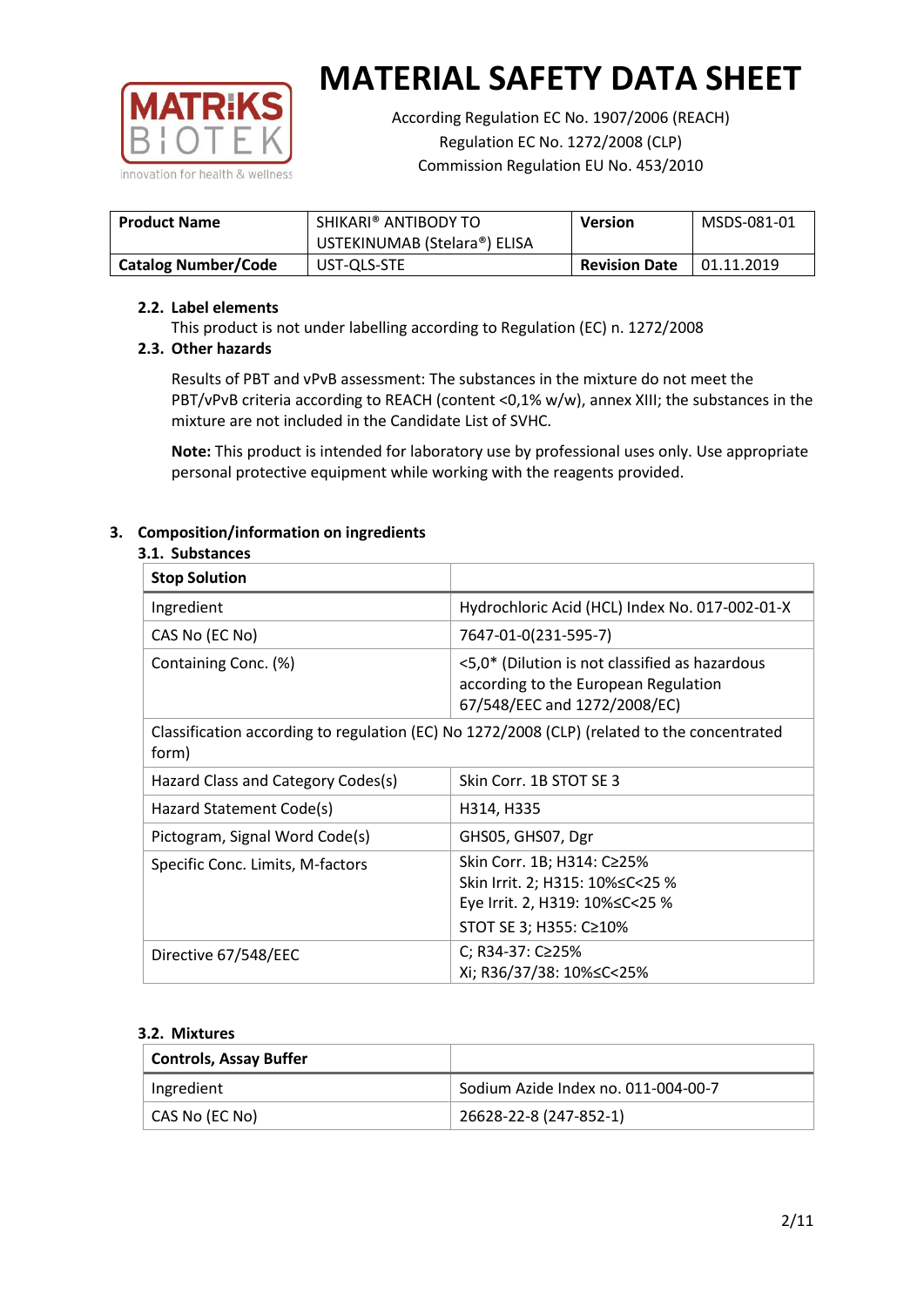# MATERIAL SAFETY DATA SHEET

According Regulation EC No. 1907/2006 (REACH)
Regulation EC No. 1272/2008 (CLP)
Commission Regulation EU No. 453/2010

| **Product Name** | SHIKARI® ANTIBODY TO USTEKINUMAB (Stelara®) ELISA | **Version** | MSDS-081-01 |
|---|---|---|---|
| **Catalog Number/Code** | UST-QLS-STE | **Revision Date** | 01.11.2019 |

### 2.2. Label elements

This product is not under labelling according to Regulation (EC) n. 1272/2008

### 2.3. Other hazards

Results of PBT and vPvB assessment: The substances in the mixture do not meet the PBT/vPvB criteria according to REACH (content <0,1% w/w), annex XIII; the substances in the mixture are not included in the Candidate List of SVHC.

**Note:** This product is intended for laboratory use by professional uses only. Use appropriate personal protective equipment while working with the reagents provided.

## 3. Composition/information on ingredients

### 3.1. Substances

| **Stop Solution** | |
|---|---|
| Ingredient | Hydrochloric Acid (HCL) Index No. 017-002-01-X |
| CAS No (EC No) | 7647-01-0(231-595-7) |
| Containing Conc. (%) | <5,0* (Dilution is not classified as hazardous according to the European Regulation 67/548/EEC and 1272/2008/EC) |
| Classification according to regulation (EC) No 1272/2008 (CLP) (related to the concentrated form) | |
| Hazard Class and Category Codes(s) | Skin Corr. 1B STOT SE 3 |
| Hazard Statement Code(s) | H314, H335 |
| Pictogram, Signal Word Code(s) | GHS05, GHS07, Dgr |
| Specific Conc. Limits, M-factors | Skin Corr. 1B; H314: C≥25%<br>Skin Irrit. 2; H315: 10%≤C<25 %<br>Eye Irrit. 2, H319: 10%≤C<25 %<br>STOT SE 3; H355: C≥10% |
| Directive 67/548/EEC | C; R34-37: C≥25%<br>Xi; R36/37/38: 10%≤C<25% |

### 3.2. Mixtures

| **Controls, Assay Buffer** | |
|---|---|
| Ingredient | Sodium Azide Index no. 011-004-00-7 |
| CAS No (EC No) | 26628-22-8 (247-852-1) |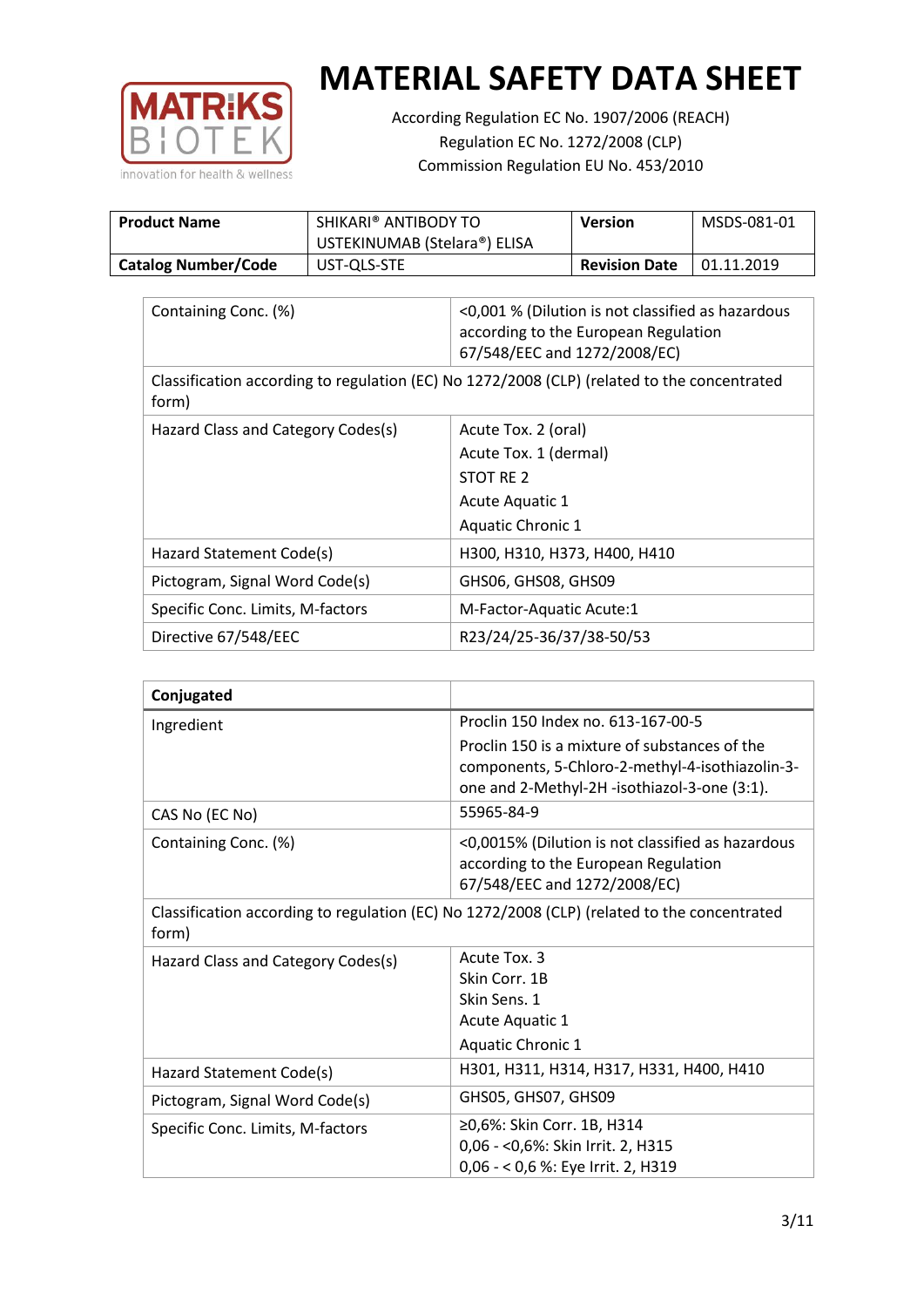# MATERIAL SAFETY DATA SHEET

According Regulation EC No. 1907/2006 (REACH)
Regulation EC No. 1272/2008 (CLP)
Commission Regulation EU No. 453/2010

| **Product Name** | SHIKARI® ANTIBODY TO USTEKINUMAB (Stelara®) ELISA | **Version** | MSDS-081-01 |
|---|---|---|---|
| **Catalog Number/Code** | UST-QLS-STE | **Revision Date** | 01.11.2019 |

| Containing Conc. (%) | <0,001 % (Dilution is not classified as hazardous according to the European Regulation 67/548/EEC and 1272/2008/EC) |
|---|---|
| Classification according to regulation (EC) No 1272/2008 (CLP) (related to the concentrated form) | |
| Hazard Class and Category Codes(s) | Acute Tox. 2 (oral)<br>Acute Tox. 1 (dermal)<br>STOT RE 2<br>Acute Aquatic 1<br>Aquatic Chronic 1 |
| Hazard Statement Code(s) | H300, H310, H373, H400, H410 |
| Pictogram, Signal Word Code(s) | GHS06, GHS08, GHS09 |
| Specific Conc. Limits, M-factors | M-Factor-Aquatic Acute:1 |
| Directive 67/548/EEC | R23/24/25-36/37/38-50/53 |

| **Conjugated** | |
|---|---|
| Ingredient | Proclin 150 Index no. 613-167-00-5<br>Proclin 150 is a mixture of substances of the components, 5-Chloro-2-methyl-4-isothiazolin-3-one and 2-Methyl-2H -isothiazol-3-one (3:1). |
| CAS No (EC No) | 55965-84-9 |
| Containing Conc. (%) | <0,0015% (Dilution is not classified as hazardous according to the European Regulation 67/548/EEC and 1272/2008/EC) |
| Classification according to regulation (EC) No 1272/2008 (CLP) (related to the concentrated form) | |
| Hazard Class and Category Codes(s) | Acute Tox. 3<br>Skin Corr. 1B<br>Skin Sens. 1<br>Acute Aquatic 1<br>Aquatic Chronic 1 |
| Hazard Statement Code(s) | H301, H311, H314, H317, H331, H400, H410 |
| Pictogram, Signal Word Code(s) | GHS05, GHS07, GHS09 |
| Specific Conc. Limits, M-factors | ≥0,6%: Skin Corr. 1B, H314<br>0,06 - <0,6%: Skin Irrit. 2, H315<br>0,06 - < 0,6 %: Eye Irrit. 2, H319 |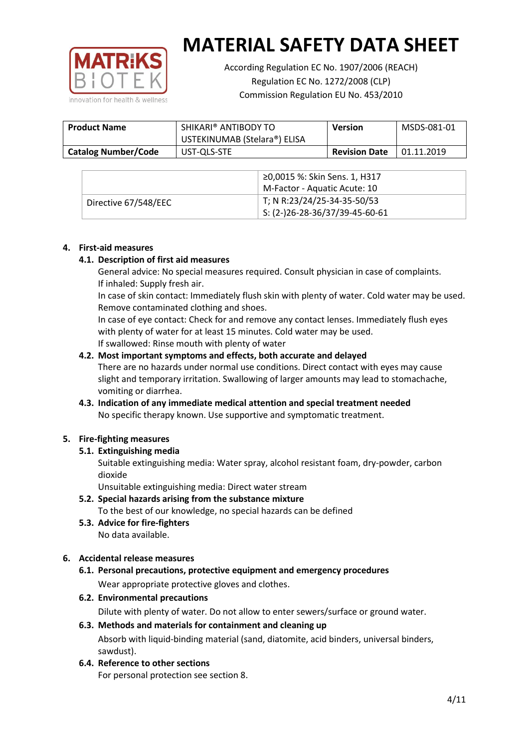| Product Name | SHIKARI® ANTIBODY TO USTEKINUMAB (Stelara®) ELISA | Version | MSDS-081-01 |
|---|---|---|---|
| Catalog Number/Code | UST-QLS-STE | Revision Date | 01.11.2019 |

| | |
|---|---|
| | ≥0,0015 %: Skin Sens. 1, H317<br>M-Factor - Aquatic Acute: 10 |
| Directive 67/548/EEC | T; N R:23/24/25-34-35-50/53<br>S: (2-)26-28-36/37/39-45-60-61 |

## 4. First-aid measures

### 4.1. Description of first aid measures

General advice: No special measures required. Consult physician in case of complaints.
If inhaled: Supply fresh air.
In case of skin contact: Immediately flush skin with plenty of water. Cold water may be used. Remove contaminated clothing and shoes.
In case of eye contact: Check for and remove any contact lenses. Immediately flush eyes with plenty of water for at least 15 minutes. Cold water may be used.
If swallowed: Rinse mouth with plenty of water

### 4.2. Most important symptoms and effects, both accurate and delayed

There are no hazards under normal use conditions. Direct contact with eyes may cause slight and temporary irritation. Swallowing of larger amounts may lead to stomachache, vomiting or diarrhea.

### 4.3. Indication of any immediate medical attention and special treatment needed

No specific therapy known. Use supportive and symptomatic treatment.

## 5. Fire-fighting measures

### 5.1. Extinguishing media

Suitable extinguishing media: Water spray, alcohol resistant foam, dry-powder, carbon dioxide
Unsuitable extinguishing media: Direct water stream

### 5.2. Special hazards arising from the substance mixture

To the best of our knowledge, no special hazards can be defined

### 5.3. Advice for fire-fighters

No data available.

## 6. Accidental release measures

### 6.1. Personal precautions, protective equipment and emergency procedures

Wear appropriate protective gloves and clothes.

### 6.2. Environmental precautions

Dilute with plenty of water. Do not allow to enter sewers/surface or ground water.

### 6.3. Methods and materials for containment and cleaning up

Absorb with liquid-binding material (sand, diatomite, acid binders, universal binders, sawdust).

### 6.4. Reference to other sections

For personal protection see section 8.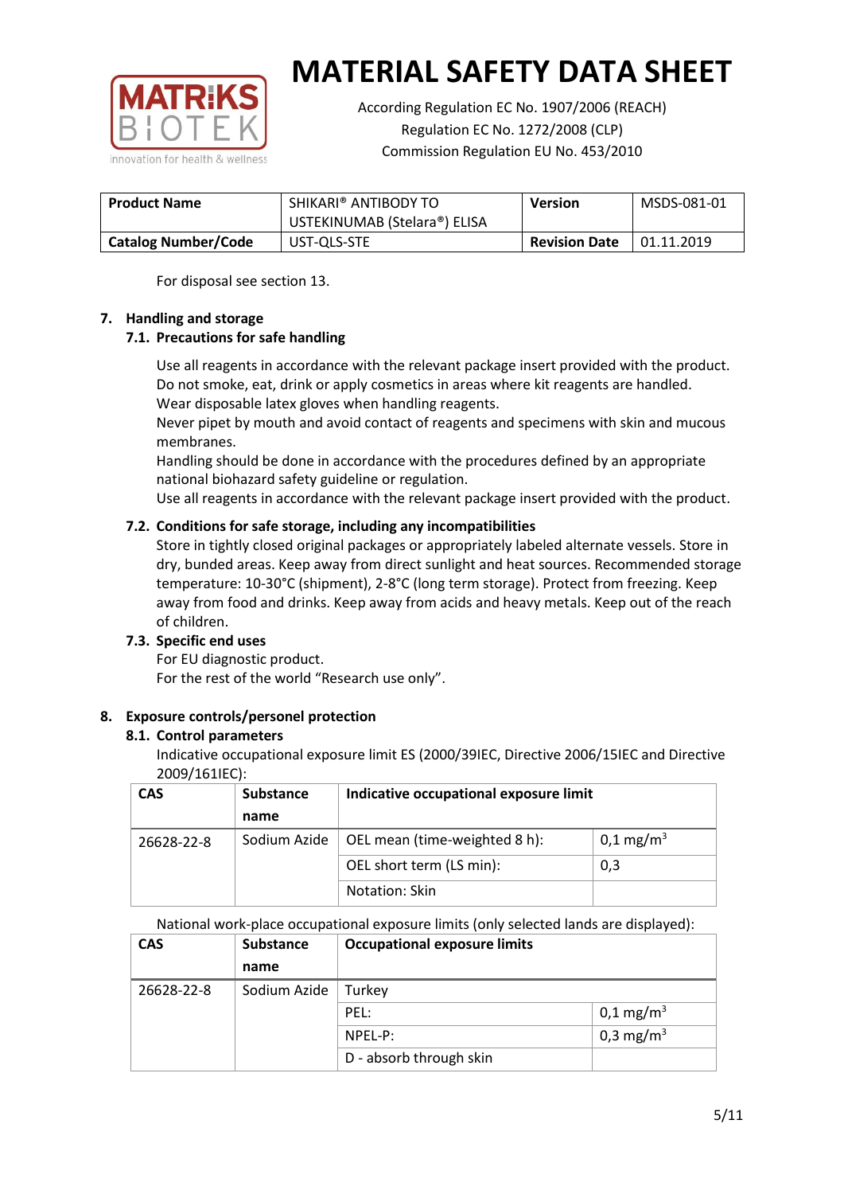For disposal see section 13.

## 7. Handling and storage

### 7.1. Precautions for safe handling

Use all reagents in accordance with the relevant package insert provided with the product.
Do not smoke, eat, drink or apply cosmetics in areas where kit reagents are handled.
Wear disposable latex gloves when handling reagents.
Never pipet by mouth and avoid contact of reagents and specimens with skin and mucous membranes.
Handling should be done in accordance with the procedures defined by an appropriate national biohazard safety guideline or regulation.
Use all reagents in accordance with the relevant package insert provided with the product.

### 7.2. Conditions for safe storage, including any incompatibilities

Store in tightly closed original packages or appropriately labeled alternate vessels. Store in dry, bunded areas. Keep away from direct sunlight and heat sources. Recommended storage temperature: 10-30°C (shipment), 2-8°C (long term storage). Protect from freezing. Keep away from food and drinks. Keep away from acids and heavy metals. Keep out of the reach of children.

### 7.3. Specific end uses

For EU diagnostic product.
For the rest of the world "Research use only".

## 8. Exposure controls/personel protection

### 8.1. Control parameters

Indicative occupational exposure limit ES (2000/39IEC, Directive 2006/15IEC and Directive 2009/161IEC):

| CAS | Substance name | Indicative occupational exposure limit | |
|---|---|---|---|
| 26628-22-8 | Sodium Azide | OEL mean (time-weighted 8 h): | 0,1 mg/m$^3$ |
| | | OEL short term (LS min): | 0,3 |
| | | Notation: Skin | |

National work-place occupational exposure limits (only selected lands are displayed):

| CAS | Substance name | Occupational exposure limits | |
|---|---|---|---|
| 26628-22-8 | Sodium Azide | Turkey | |
| | | PEL: | 0,1 mg/m$^3$ |
| | | NPEL-P: | 0,3 mg/m$^3$ |
| | | D - absorb through skin | |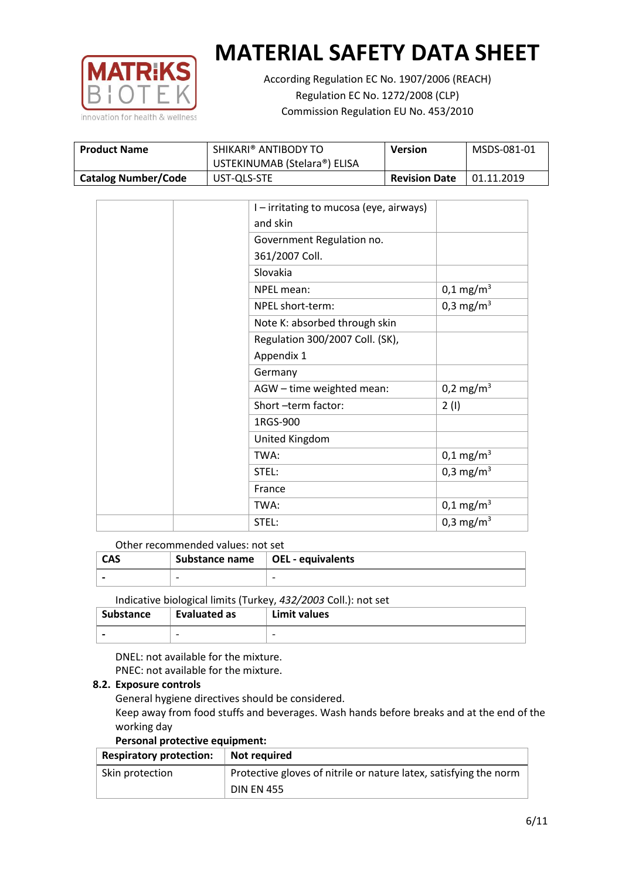# MATERIAL SAFETY DATA SHEET

According Regulation EC No. 1907/2006 (REACH)
Regulation EC No. 1272/2008 (CLP)
Commission Regulation EU No. 453/2010

| **Product Name** | SHIKARI® ANTIBODY TO USTEKINUMAB (Stelara®) ELISA | **Version** | MSDS-081-01 |
|---|---|---|---|
| **Catalog Number/Code** | UST-QLS-STE | **Revision Date** | 01.11.2019 |

| | | | |
|---|---|---|---|
| | | I – irritating to mucosa (eye, airways) and skin | |
| | | Government Regulation no. 361/2007 Coll. | |
| | | Slovakia | |
| | | NPEL mean: | 0,1 mg/m$^3$ |
| | | NPEL short-term: | 0,3 mg/m$^3$ |
| | | Note K: absorbed through skin | |
| | | Regulation 300/2007 Coll. (SK), Appendix 1 | |
| | | Germany | |
| | | AGW – time weighted mean: | 0,2 mg/m$^3$ |
| | | Short –term factor: | 2 (I) |
| | | 1RGS-900 | |
| | | United Kingdom | |
| | | TWA: | 0,1 mg/m$^3$ |
| | | STEL: | 0,3 mg/m$^3$ |
| | | France | |
| | | TWA: | 0,1 mg/m$^3$ |
| | | STEL: | 0,3 mg/m$^3$ |

Other recommended values: not set

| **CAS** | **Substance name** | **OEL - equivalents** |
|---|---|---|
| **-** | - | - |

Indicative biological limits (Turkey, *432/2003* Coll.): not set

| **Substance** | **Evaluated as** | **Limit values** |
|---|---|---|
| **-** | - | - |

DNEL: not available for the mixture.
PNEC: not available for the mixture.

**8.2. Exposure controls**

General hygiene directives should be considered.
Keep away from food stuffs and beverages. Wash hands before breaks and at the end of the working day

**Personal protective equipment:**

| **Respiratory protection:** | **Not required** |
|---|---|
| Skin protection | Protective gloves of nitrile or nature latex, satisfying the norm DIN EN 455 |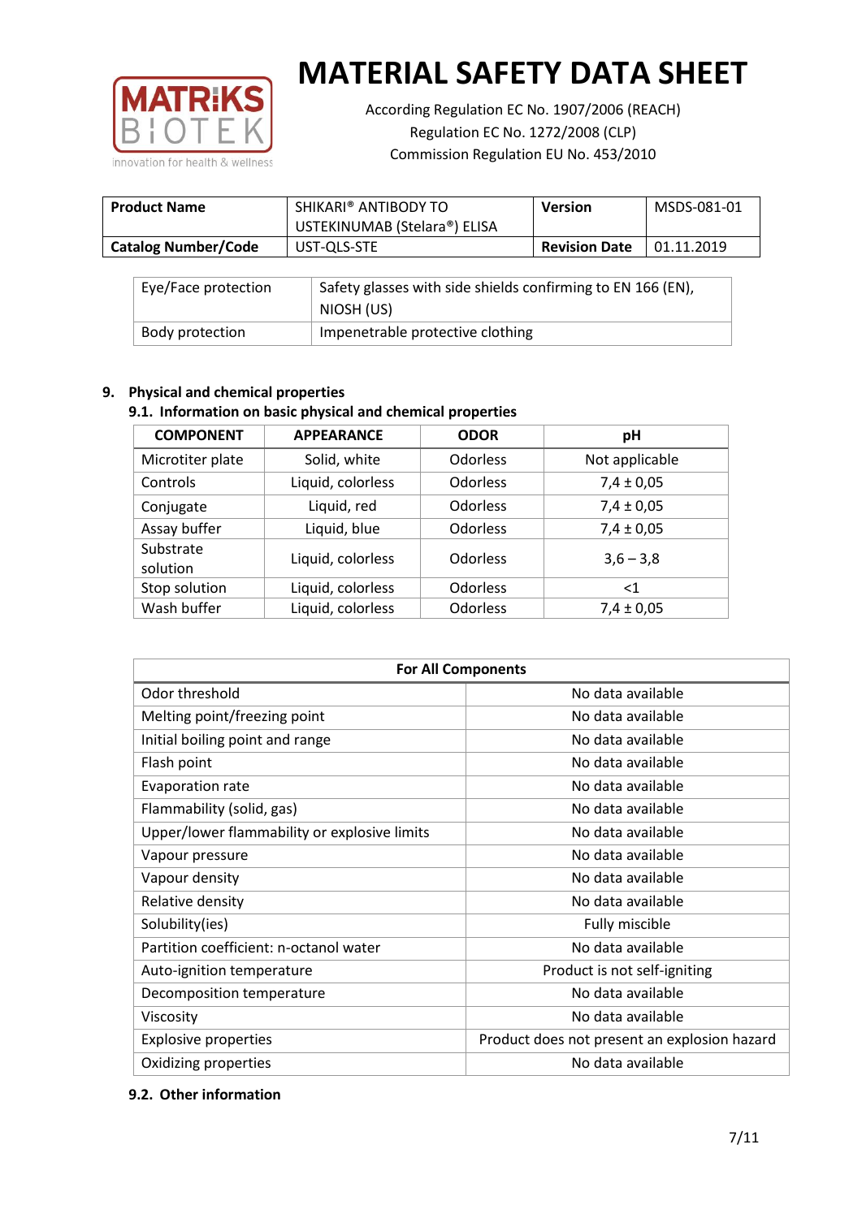| Product Name | SHIKARI® ANTIBODY TO USTEKINUMAB (Stelara®) ELISA | Version | MSDS-081-01 |
|---|---|---|---|
| Catalog Number/Code | UST-QLS-STE | Revision Date | 01.11.2019 |

| Eye/Face protection | Safety glasses with side shields confirming to EN 166 (EN), NIOSH (US) |
|---|---|
| Body protection | Impenetrable protective clothing |

## 9. Physical and chemical properties

### 9.1. Information on basic physical and chemical properties

| COMPONENT | APPEARANCE | ODOR | pH |
|---|---|---|---|
| Microtiter plate | Solid, white | Odorless | Not applicable |
| Controls | Liquid, colorless | Odorless | 7,4 ± 0,05 |
| Conjugate | Liquid, red | Odorless | 7,4 ± 0,05 |
| Assay buffer | Liquid, blue | Odorless | 7,4 ± 0,05 |
| Substrate solution | Liquid, colorless | Odorless | 3,6 – 3,8 |
| Stop solution | Liquid, colorless | Odorless | <1 |
| Wash buffer | Liquid, colorless | Odorless | 7,4 ± 0,05 |

| For All Components | |
|---|---|
| Odor threshold | No data available |
| Melting point/freezing point | No data available |
| Initial boiling point and range | No data available |
| Flash point | No data available |
| Evaporation rate | No data available |
| Flammability (solid, gas) | No data available |
| Upper/lower flammability or explosive limits | No data available |
| Vapour pressure | No data available |
| Vapour density | No data available |
| Relative density | No data available |
| Solubility(ies) | Fully miscible |
| Partition coefficient: n-octanol water | No data available |
| Auto-ignition temperature | Product is not self-igniting |
| Decomposition temperature | No data available |
| Viscosity | No data available |
| Explosive properties | Product does not present an explosion hazard |
| Oxidizing properties | No data available |

### 9.2. Other information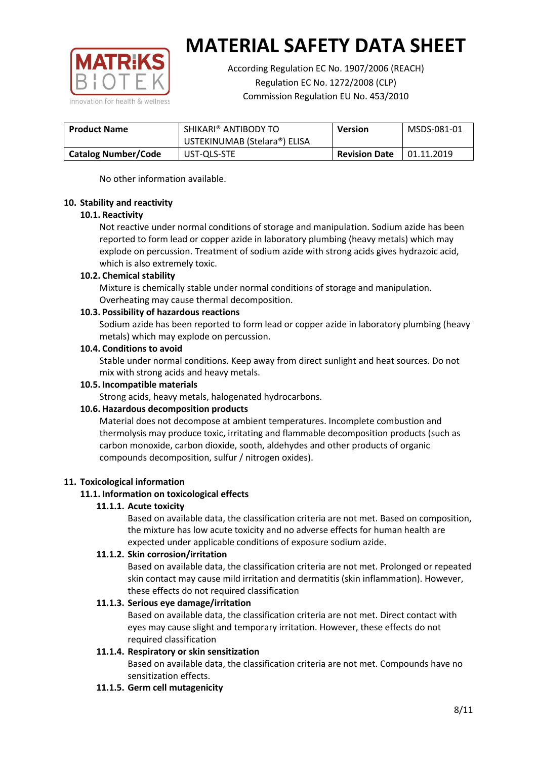No other information available.

## 10. Stability and reactivity

### 10.1. Reactivity

Not reactive under normal conditions of storage and manipulation. Sodium azide has been reported to form lead or copper azide in laboratory plumbing (heavy metals) which may explode on percussion. Treatment of sodium azide with strong acids gives hydrazoic acid, which is also extremely toxic.

### 10.2. Chemical stability

Mixture is chemically stable under normal conditions of storage and manipulation. Overheating may cause thermal decomposition.

### 10.3. Possibility of hazardous reactions

Sodium azide has been reported to form lead or copper azide in laboratory plumbing (heavy metals) which may explode on percussion.

### 10.4. Conditions to avoid

Stable under normal conditions. Keep away from direct sunlight and heat sources. Do not mix with strong acids and heavy metals.

### 10.5. Incompatible materials

Strong acids, heavy metals, halogenated hydrocarbons.

### 10.6. Hazardous decomposition products

Material does not decompose at ambient temperatures. Incomplete combustion and thermolysis may produce toxic, irritating and flammable decomposition products (such as carbon monoxide, carbon dioxide, sooth, aldehydes and other products of organic compounds decomposition, sulfur / nitrogen oxides).

## 11. Toxicological information

### 11.1. Information on toxicological effects

#### 11.1.1. Acute toxicity

Based on available data, the classification criteria are not met. Based on composition, the mixture has low acute toxicity and no adverse effects for human health are expected under applicable conditions of exposure sodium azide.

#### 11.1.2. Skin corrosion/irritation

Based on available data, the classification criteria are not met. Prolonged or repeated skin contact may cause mild irritation and dermatitis (skin inflammation). However, these effects do not required classification

#### 11.1.3. Serious eye damage/irritation

Based on available data, the classification criteria are not met. Direct contact with eyes may cause slight and temporary irritation. However, these effects do not required classification

#### 11.1.4. Respiratory or skin sensitization

Based on available data, the classification criteria are not met. Compounds have no sensitization effects.

#### 11.1.5. Germ cell mutagenicity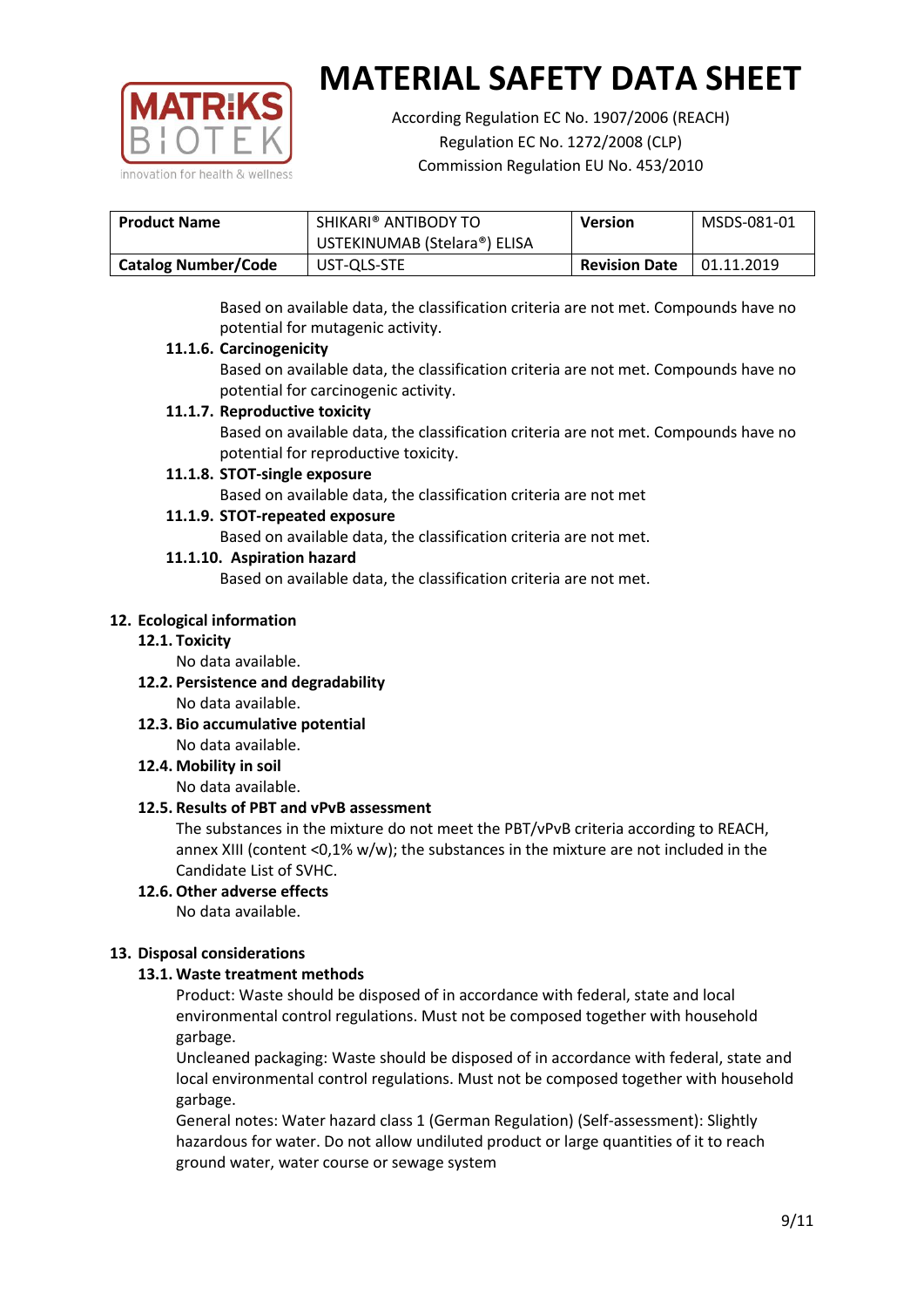Based on available data, the classification criteria are not met. Compounds have no potential for mutagenic activity.

**11.1.6. Carcinogenicity**

Based on available data, the classification criteria are not met. Compounds have no potential for carcinogenic activity.

**11.1.7. Reproductive toxicity**

Based on available data, the classification criteria are not met. Compounds have no potential for reproductive toxicity.

**11.1.8. STOT-single exposure**

Based on available data, the classification criteria are not met

**11.1.9. STOT-repeated exposure**

Based on available data, the classification criteria are not met.

**11.1.10. Aspiration hazard**

Based on available data, the classification criteria are not met.

## 12. Ecological information

### 12.1. Toxicity

No data available.

### 12.2. Persistence and degradability

No data available.

### 12.3. Bio accumulative potential

No data available.

### 12.4. Mobility in soil

No data available.

### 12.5. Results of PBT and vPvB assessment

The substances in the mixture do not meet the PBT/vPvB criteria according to REACH, annex XIII (content <0,1% w/w); the substances in the mixture are not included in the Candidate List of SVHC.

### 12.6. Other adverse effects

No data available.

## 13. Disposal considerations

### 13.1. Waste treatment methods

Product: Waste should be disposed of in accordance with federal, state and local environmental control regulations. Must not be composed together with household garbage.

Uncleaned packaging: Waste should be disposed of in accordance with federal, state and local environmental control regulations. Must not be composed together with household garbage.

General notes: Water hazard class 1 (German Regulation) (Self-assessment): Slightly hazardous for water. Do not allow undiluted product or large quantities of it to reach ground water, water course or sewage system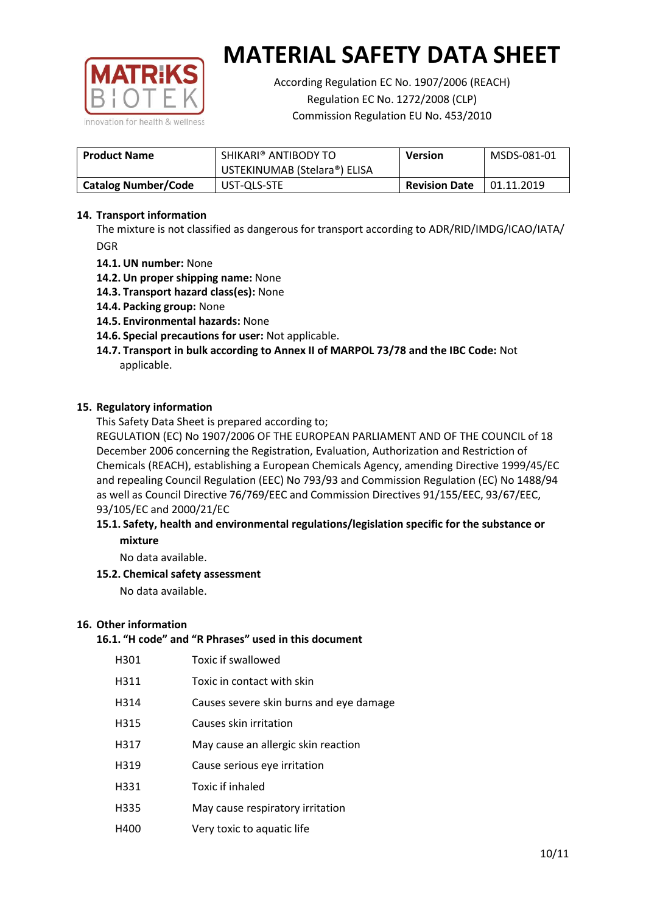# MATERIAL SAFETY DATA SHEET

According Regulation EC No. 1907/2006 (REACH)
Regulation EC No. 1272/2008 (CLP)
Commission Regulation EU No. 453/2010

| **Product Name** | SHIKARI® ANTIBODY TO USTEKINUMAB (Stelara®) ELISA | **Version** | MSDS-081-01 |
|---|---|---|---|
| **Catalog Number/Code** | UST-QLS-STE | **Revision Date** | 01.11.2019 |

## 14. Transport information

The mixture is not classified as dangerous for transport according to ADR/RID/IMDG/ICAO/IATA/DGR

- **14.1. UN number:** None
- **14.2. Un proper shipping name:** None
- **14.3. Transport hazard class(es):** None
- **14.4. Packing group:** None
- **14.5. Environmental hazards:** None
- **14.6. Special precautions for user:** Not applicable.
- **14.7. Transport in bulk according to Annex II of MARPOL 73/78 and the IBC Code:** Not applicable.

## 15. Regulatory information

This Safety Data Sheet is prepared according to;

REGULATION (EC) No 1907/2006 OF THE EUROPEAN PARLIAMENT AND OF THE COUNCIL of 18 December 2006 concerning the Registration, Evaluation, Authorization and Restriction of Chemicals (REACH), establishing a European Chemicals Agency, amending Directive 1999/45/EC and repealing Council Regulation (EEC) No 793/93 and Commission Regulation (EC) No 1488/94 as well as Council Directive 76/769/EEC and Commission Directives 91/155/EEC, 93/67/EEC, 93/105/EC and 2000/21/EC

### 15.1. Safety, health and environmental regulations/legislation specific for the substance or mixture

No data available.

### 15.2. Chemical safety assessment

No data available.

## 16. Other information

### 16.1. "H code" and "R Phrases" used in this document

| | |
|---|---|
| H301 | Toxic if swallowed |
| H311 | Toxic in contact with skin |
| H314 | Causes severe skin burns and eye damage |
| H315 | Causes skin irritation |
| H317 | May cause an allergic skin reaction |
| H319 | Cause serious eye irritation |
| H331 | Toxic if inhaled |
| H335 | May cause respiratory irritation |
| H400 | Very toxic to aquatic life |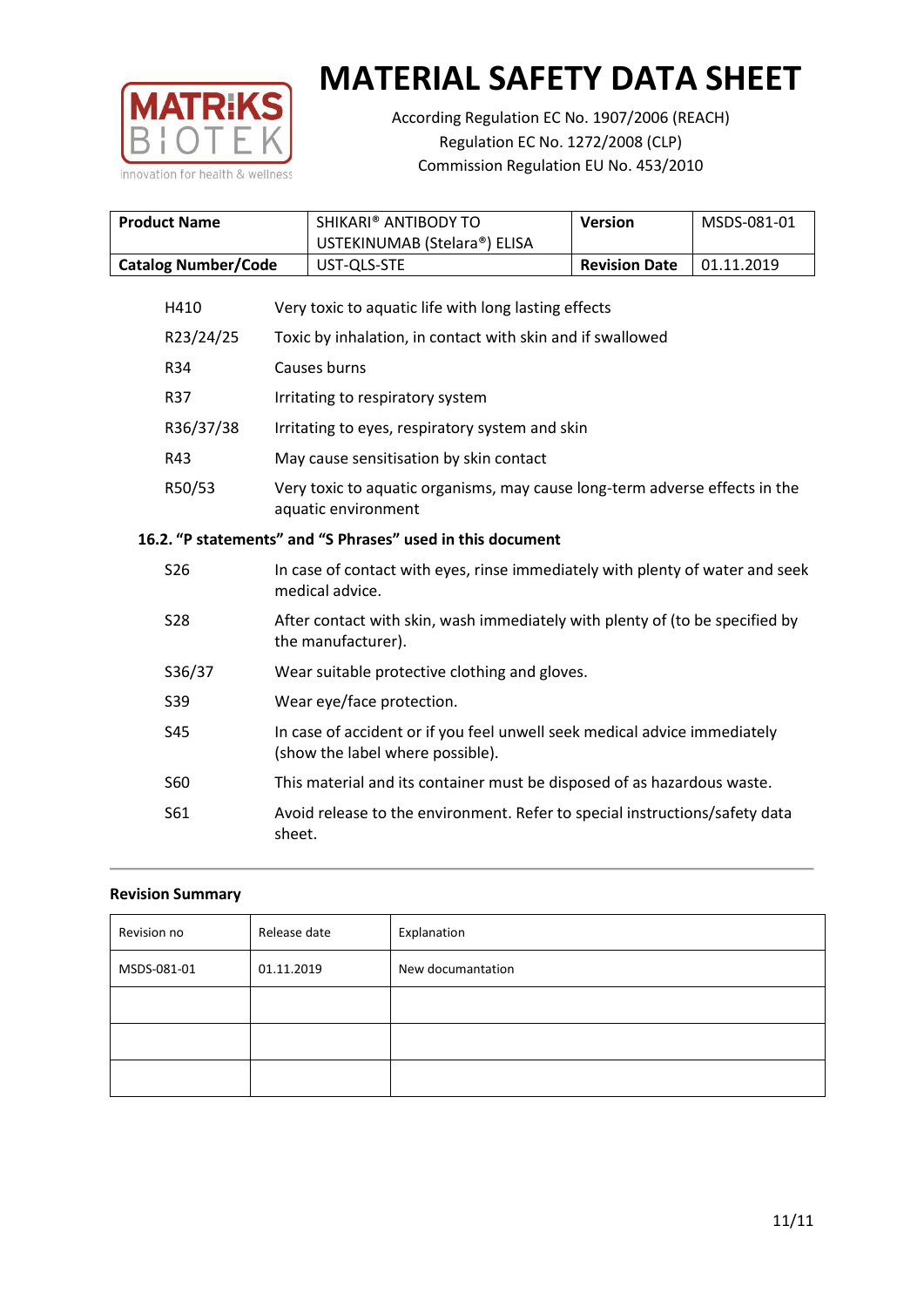# MATERIAL SAFETY DATA SHEET

According Regulation EC No. 1907/2006 (REACH)
Regulation EC No. 1272/2008 (CLP)
Commission Regulation EU No. 453/2010

| **Product Name** | SHIKARI® ANTIBODY TO USTEKINUMAB (Stelara®) ELISA | **Version** | MSDS-081-01 |
|---|---|---|---|
| **Catalog Number/Code** | UST-QLS-STE | **Revision Date** | 01.11.2019 |

| | |
|---|---|
| H410 | Very toxic to aquatic life with long lasting effects |
| R23/24/25 | Toxic by inhalation, in contact with skin and if swallowed |
| R34 | Causes burns |
| R37 | Irritating to respiratory system |
| R36/37/38 | Irritating to eyes, respiratory system and skin |
| R43 | May cause sensitisation by skin contact |
| R50/53 | Very toxic to aquatic organisms, may cause long-term adverse effects in the aquatic environment |

### 16.2. "P statements" and "S Phrases" used in this document

| | |
|---|---|
| S26 | In case of contact with eyes, rinse immediately with plenty of water and seek medical advice. |
| S28 | After contact with skin, wash immediately with plenty of (to be specified by the manufacturer). |
| S36/37 | Wear suitable protective clothing and gloves. |
| S39 | Wear eye/face protection. |
| S45 | In case of accident or if you feel unwell seek medical advice immediately (show the label where possible). |
| S60 | This material and its container must be disposed of as hazardous waste. |
| S61 | Avoid release to the environment. Refer to special instructions/safety data sheet. |

**Revision Summary**

| Revision no | Release date | Explanation |
|---|---|---|
| MSDS-081-01 | 01.11.2019 | New documantation |
| | | |
| | | |
| | | |